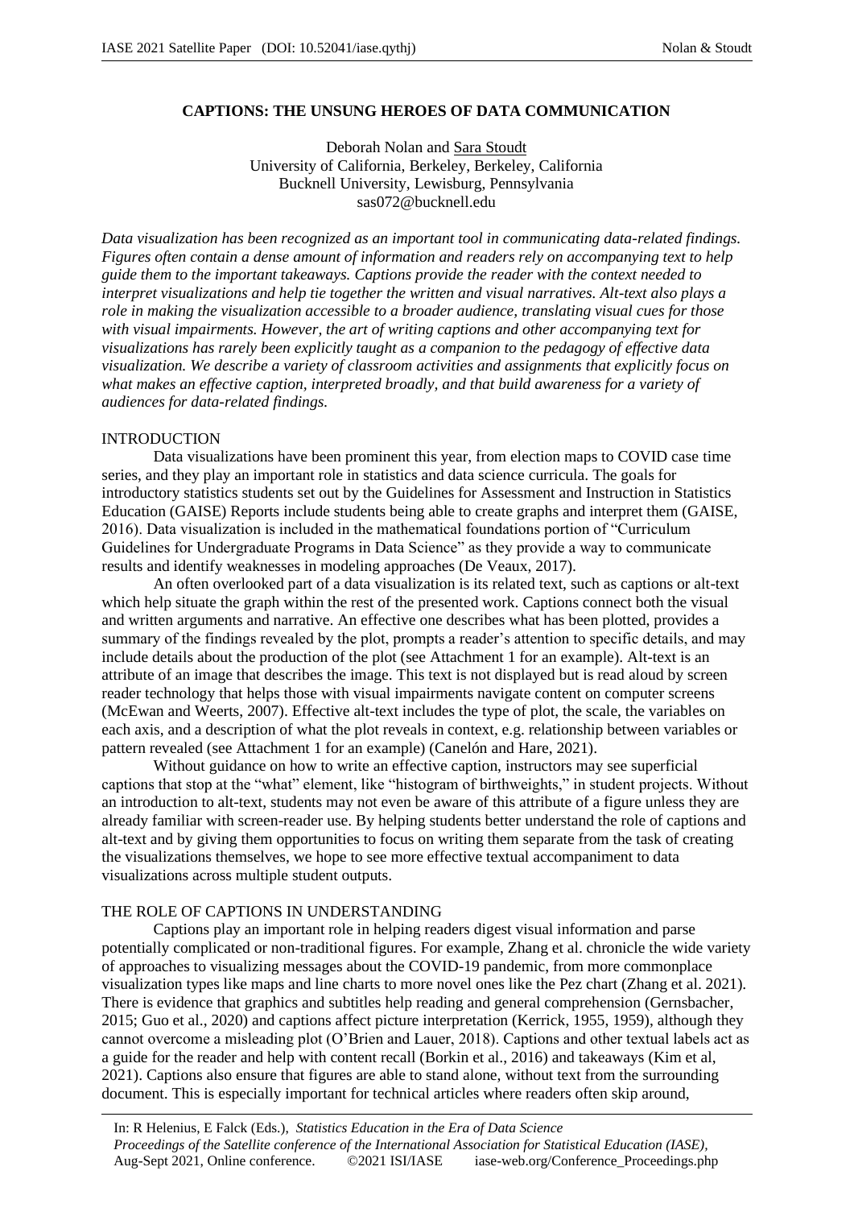# CAPTIONS: THE UNSUNG HEROES OF DATA COMMUNICATION

Deborah Nolan and Sara Stoudt
University of California, Berkeley, Berkeley, California
Bucknell University, Lewisburg, Pennsylvania
sas072@bucknell.edu

*Data visualization has been recognized as an important tool in communicating data-related findings. Figures often contain a dense amount of information and readers rely on accompanying text to help guide them to the important takeaways. Captions provide the reader with the context needed to interpret visualizations and help tie together the written and visual narratives. Alt-text also plays a role in making the visualization accessible to a broader audience, translating visual cues for those with visual impairments. However, the art of writing captions and other accompanying text for visualizations has rarely been explicitly taught as a companion to the pedagogy of effective data visualization. We describe a variety of classroom activities and assignments that explicitly focus on what makes an effective caption, interpreted broadly, and that build awareness for a variety of audiences for data-related findings.*

## INTRODUCTION

Data visualizations have been prominent this year, from election maps to COVID case time series, and they play an important role in statistics and data science curricula. The goals for introductory statistics students set out by the Guidelines for Assessment and Instruction in Statistics Education (GAISE) Reports include students being able to create graphs and interpret them (GAISE, 2016). Data visualization is included in the mathematical foundations portion of "Curriculum Guidelines for Undergraduate Programs in Data Science" as they provide a way to communicate results and identify weaknesses in modeling approaches (De Veaux, 2017).

An often overlooked part of a data visualization is its related text, such as captions or alt-text which help situate the graph within the rest of the presented work. Captions connect both the visual and written arguments and narrative. An effective one describes what has been plotted, provides a summary of the findings revealed by the plot, prompts a reader's attention to specific details, and may include details about the production of the plot (see Attachment 1 for an example). Alt-text is an attribute of an image that describes the image. This text is not displayed but is read aloud by screen reader technology that helps those with visual impairments navigate content on computer screens (McEwan and Weerts, 2007). Effective alt-text includes the type of plot, the scale, the variables on each axis, and a description of what the plot reveals in context, e.g. relationship between variables or pattern revealed (see Attachment 1 for an example) (Canelón and Hare, 2021).

Without guidance on how to write an effective caption, instructors may see superficial captions that stop at the "what" element, like "histogram of birthweights," in student projects. Without an introduction to alt-text, students may not even be aware of this attribute of a figure unless they are already familiar with screen-reader use. By helping students better understand the role of captions and alt-text and by giving them opportunities to focus on writing them separate from the task of creating the visualizations themselves, we hope to see more effective textual accompaniment to data visualizations across multiple student outputs.

## THE ROLE OF CAPTIONS IN UNDERSTANDING

Captions play an important role in helping readers digest visual information and parse potentially complicated or non-traditional figures. For example, Zhang et al. chronicle the wide variety of approaches to visualizing messages about the COVID-19 pandemic, from more commonplace visualization types like maps and line charts to more novel ones like the Pez chart (Zhang et al. 2021). There is evidence that graphics and subtitles help reading and general comprehension (Gernsbacher, 2015; Guo et al., 2020) and captions affect picture interpretation (Kerrick, 1955, 1959), although they cannot overcome a misleading plot (O'Brien and Lauer, 2018). Captions and other textual labels act as a guide for the reader and help with content recall (Borkin et al., 2016) and takeaways (Kim et al, 2021). Captions also ensure that figures are able to stand alone, without text from the surrounding document. This is especially important for technical articles where readers often skip around,

In: R Helenius, E Falck (Eds.), *Statistics Education in the Era of Data Science*
*Proceedings of the Satellite conference of the International Association for Statistical Education (IASE)*, Aug-Sept 2021, Online conference. ©2021 ISI/IASE iase-web.org/Conference_Proceedings.php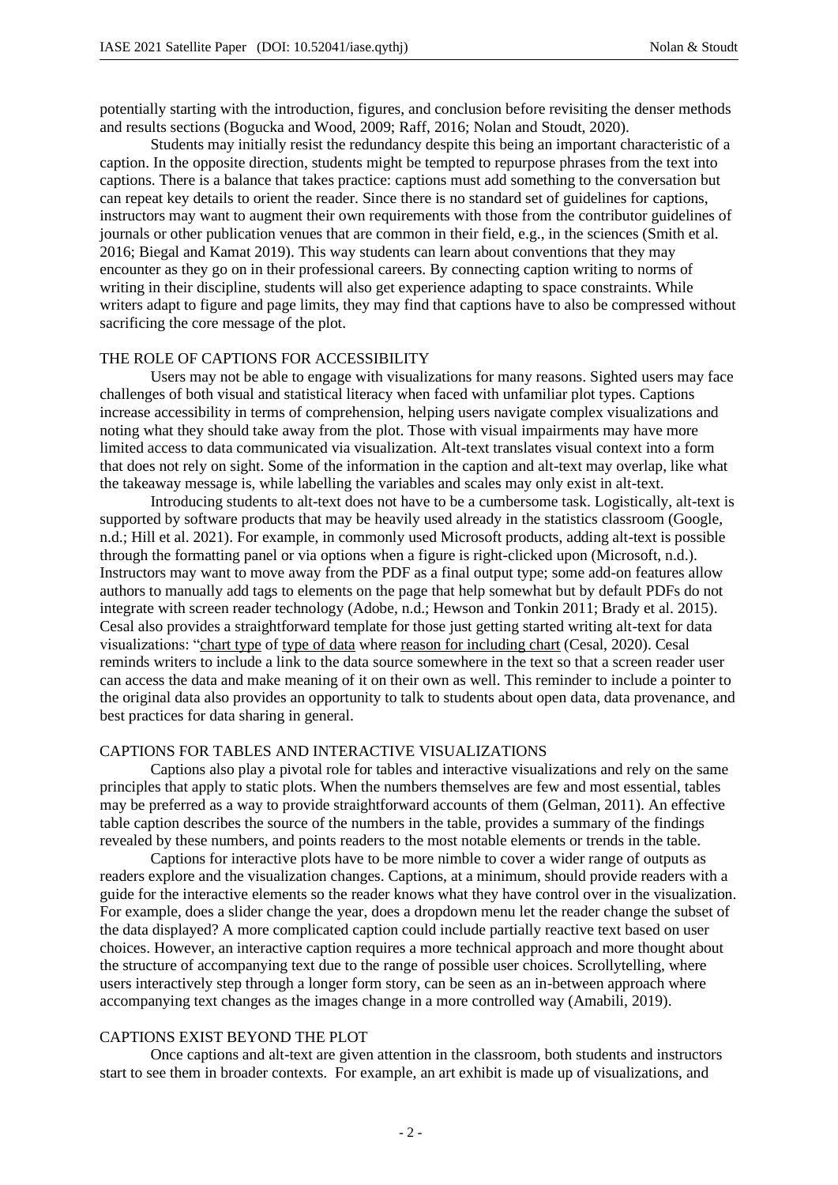potentially starting with the introduction, figures, and conclusion before revisiting the denser methods and results sections (Bogucka and Wood, 2009; Raff, 2016; Nolan and Stoudt, 2020).

Students may initially resist the redundancy despite this being an important characteristic of a caption. In the opposite direction, students might be tempted to repurpose phrases from the text into captions. There is a balance that takes practice: captions must add something to the conversation but can repeat key details to orient the reader. Since there is no standard set of guidelines for captions, instructors may want to augment their own requirements with those from the contributor guidelines of journals or other publication venues that are common in their field, e.g., in the sciences (Smith et al. 2016; Biegal and Kamat 2019). This way students can learn about conventions that they may encounter as they go on in their professional careers. By connecting caption writing to norms of writing in their discipline, students will also get experience adapting to space constraints. While writers adapt to figure and page limits, they may find that captions have to also be compressed without sacrificing the core message of the plot.

## THE ROLE OF CAPTIONS FOR ACCESSIBILITY

Users may not be able to engage with visualizations for many reasons. Sighted users may face challenges of both visual and statistical literacy when faced with unfamiliar plot types. Captions increase accessibility in terms of comprehension, helping users navigate complex visualizations and noting what they should take away from the plot. Those with visual impairments may have more limited access to data communicated via visualization. Alt-text translates visual context into a form that does not rely on sight. Some of the information in the caption and alt-text may overlap, like what the takeaway message is, while labelling the variables and scales may only exist in alt-text.

Introducing students to alt-text does not have to be a cumbersome task. Logistically, alt-text is supported by software products that may be heavily used already in the statistics classroom (Google, n.d.; Hill et al. 2021). For example, in commonly used Microsoft products, adding alt-text is possible through the formatting panel or via options when a figure is right-clicked upon (Microsoft, n.d.). Instructors may want to move away from the PDF as a final output type; some add-on features allow authors to manually add tags to elements on the page that help somewhat but by default PDFs do not integrate with screen reader technology (Adobe, n.d.; Hewson and Tonkin 2011; Brady et al. 2015). Cesal also provides a straightforward template for those just getting started writing alt-text for data visualizations: "chart type of type of data where reason for including chart (Cesal, 2020). Cesal reminds writers to include a link to the data source somewhere in the text so that a screen reader user can access the data and make meaning of it on their own as well. This reminder to include a pointer to the original data also provides an opportunity to talk to students about open data, data provenance, and best practices for data sharing in general.

## CAPTIONS FOR TABLES AND INTERACTIVE VISUALIZATIONS

Captions also play a pivotal role for tables and interactive visualizations and rely on the same principles that apply to static plots. When the numbers themselves are few and most essential, tables may be preferred as a way to provide straightforward accounts of them (Gelman, 2011). An effective table caption describes the source of the numbers in the table, provides a summary of the findings revealed by these numbers, and points readers to the most notable elements or trends in the table.

Captions for interactive plots have to be more nimble to cover a wider range of outputs as readers explore and the visualization changes. Captions, at a minimum, should provide readers with a guide for the interactive elements so the reader knows what they have control over in the visualization. For example, does a slider change the year, does a dropdown menu let the reader change the subset of the data displayed? A more complicated caption could include partially reactive text based on user choices. However, an interactive caption requires a more technical approach and more thought about the structure of accompanying text due to the range of possible user choices. Scrollytelling, where users interactively step through a longer form story, can be seen as an in-between approach where accompanying text changes as the images change in a more controlled way (Amabili, 2019).

## CAPTIONS EXIST BEYOND THE PLOT

Once captions and alt-text are given attention in the classroom, both students and instructors start to see them in broader contexts. For example, an art exhibit is made up of visualizations, and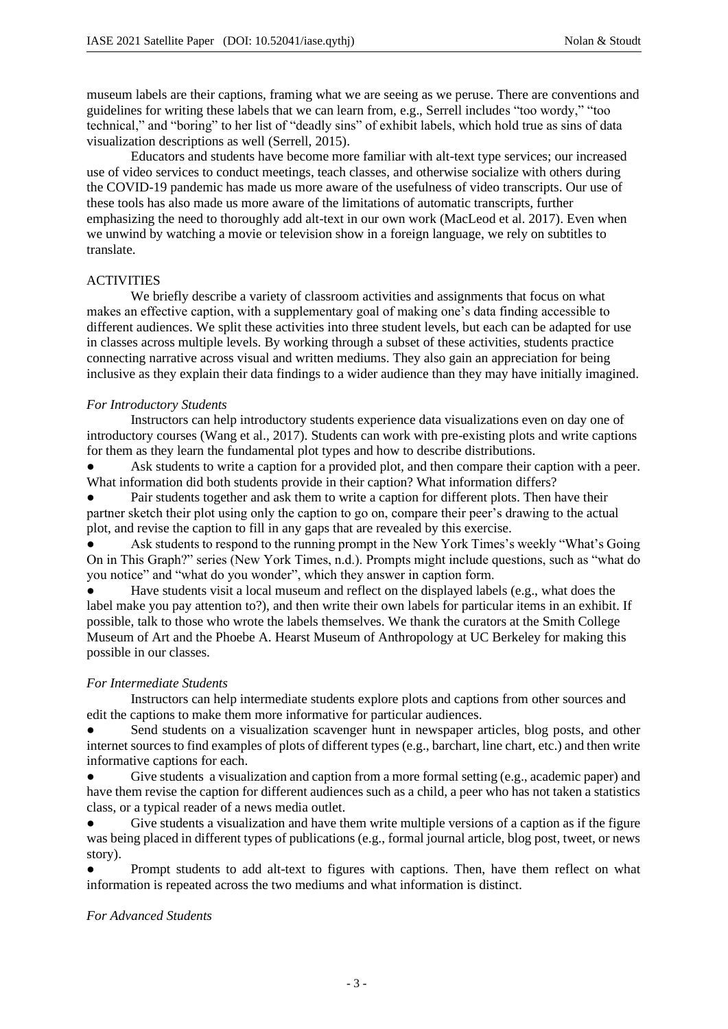museum labels are their captions, framing what we are seeing as we peruse. There are conventions and guidelines for writing these labels that we can learn from, e.g., Serrell includes "too wordy," "too technical," and "boring" to her list of "deadly sins" of exhibit labels, which hold true as sins of data visualization descriptions as well (Serrell, 2015).

Educators and students have become more familiar with alt-text type services; our increased use of video services to conduct meetings, teach classes, and otherwise socialize with others during the COVID-19 pandemic has made us more aware of the usefulness of video transcripts. Our use of these tools has also made us more aware of the limitations of automatic transcripts, further emphasizing the need to thoroughly add alt-text in our own work (MacLeod et al. 2017). Even when we unwind by watching a movie or television show in a foreign language, we rely on subtitles to translate.

## ACTIVITIES

We briefly describe a variety of classroom activities and assignments that focus on what makes an effective caption, with a supplementary goal of making one's data finding accessible to different audiences. We split these activities into three student levels, but each can be adapted for use in classes across multiple levels. By working through a subset of these activities, students practice connecting narrative across visual and written mediums. They also gain an appreciation for being inclusive as they explain their data findings to a wider audience than they may have initially imagined.

### *For Introductory Students*

Instructors can help introductory students experience data visualizations even on day one of introductory courses (Wang et al., 2017). Students can work with pre-existing plots and write captions for them as they learn the fundamental plot types and how to describe distributions.

- Ask students to write a caption for a provided plot, and then compare their caption with a peer. What information did both students provide in their caption? What information differs?
- Pair students together and ask them to write a caption for different plots. Then have their partner sketch their plot using only the caption to go on, compare their peer's drawing to the actual plot, and revise the caption to fill in any gaps that are revealed by this exercise.
- Ask students to respond to the running prompt in the New York Times's weekly "What's Going On in This Graph?" series (New York Times, n.d.). Prompts might include questions, such as "what do you notice" and "what do you wonder", which they answer in caption form.
- Have students visit a local museum and reflect on the displayed labels (e.g., what does the label make you pay attention to?), and then write their own labels for particular items in an exhibit. If possible, talk to those who wrote the labels themselves. We thank the curators at the Smith College Museum of Art and the Phoebe A. Hearst Museum of Anthropology at UC Berkeley for making this possible in our classes.

### *For Intermediate Students*

Instructors can help intermediate students explore plots and captions from other sources and edit the captions to make them more informative for particular audiences.

- Send students on a visualization scavenger hunt in newspaper articles, blog posts, and other internet sources to find examples of plots of different types (e.g., barchart, line chart, etc.) and then write informative captions for each.
- Give students a visualization and caption from a more formal setting (e.g., academic paper) and have them revise the caption for different audiences such as a child, a peer who has not taken a statistics class, or a typical reader of a news media outlet.
- Give students a visualization and have them write multiple versions of a caption as if the figure was being placed in different types of publications (e.g., formal journal article, blog post, tweet, or news story).
- Prompt students to add alt-text to figures with captions. Then, have them reflect on what information is repeated across the two mediums and what information is distinct.

### *For Advanced Students*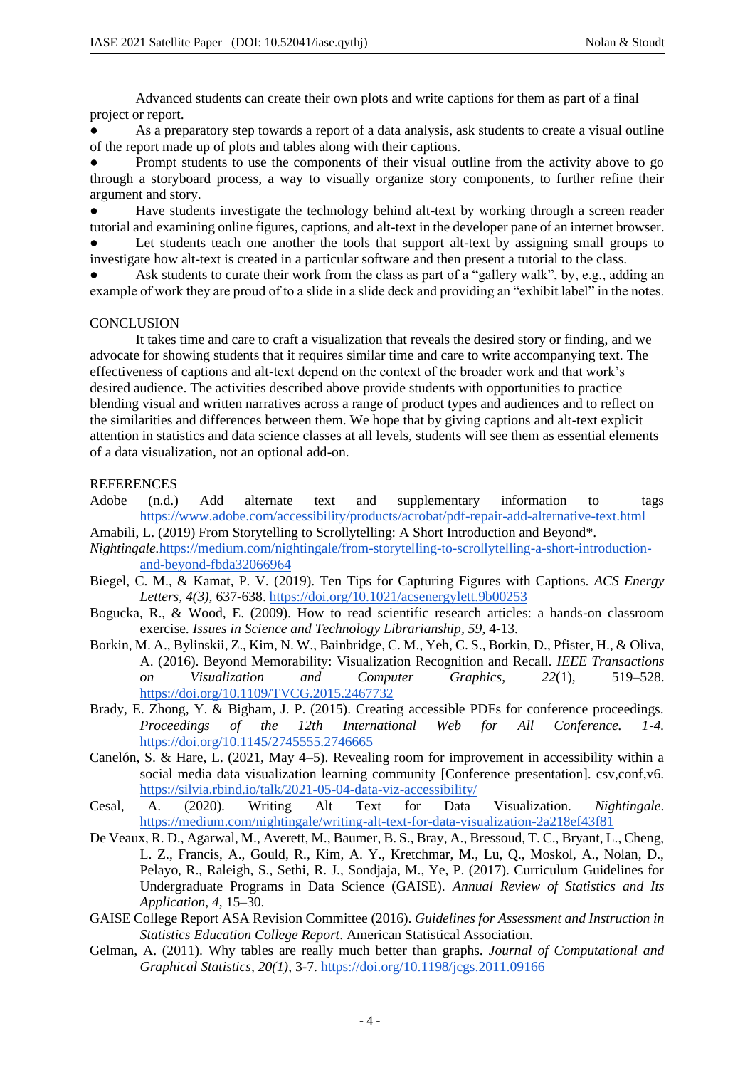Advanced students can create their own plots and write captions for them as part of a final project or report.

- As a preparatory step towards a report of a data analysis, ask students to create a visual outline of the report made up of plots and tables along with their captions.
- Prompt students to use the components of their visual outline from the activity above to go through a storyboard process, a way to visually organize story components, to further refine their argument and story.
- Have students investigate the technology behind alt-text by working through a screen reader tutorial and examining online figures, captions, and alt-text in the developer pane of an internet browser.
- Let students teach one another the tools that support alt-text by assigning small groups to investigate how alt-text is created in a particular software and then present a tutorial to the class.
- Ask students to curate their work from the class as part of a "gallery walk", by, e.g., adding an example of work they are proud of to a slide in a slide deck and providing an "exhibit label" in the notes.

## CONCLUSION

It takes time and care to craft a visualization that reveals the desired story or finding, and we advocate for showing students that it requires similar time and care to write accompanying text. The effectiveness of captions and alt-text depend on the context of the broader work and that work's desired audience. The activities described above provide students with opportunities to practice blending visual and written narratives across a range of product types and audiences and to reflect on the similarities and differences between them. We hope that by giving captions and alt-text explicit attention in statistics and data science classes at all levels, students will see them as essential elements of a data visualization, not an optional add-on.

## REFERENCES

Adobe (n.d.) Add alternate text and supplementary information to tags https://www.adobe.com/accessibility/products/acrobat/pdf-repair-add-alternative-text.html

Amabili, L. (2019) From Storytelling to Scrollytelling: A Short Introduction and Beyond*. *Nightingale*.https://medium.com/nightingale/from-storytelling-to-scrollytelling-a-short-introduction-and-beyond-fbda32066964

Biegel, C. M., & Kamat, P. V. (2019). Ten Tips for Capturing Figures with Captions. *ACS Energy Letters, 4(3),* 637-638. https://doi.org/10.1021/acsenergylett.9b00253

Bogucka, R., & Wood, E. (2009). How to read scientific research articles: a hands-on classroom exercise. *Issues in Science and Technology Librarianship, 59*, 4-13.

Borkin, M. A., Bylinskii, Z., Kim, N. W., Bainbridge, C. M., Yeh, C. S., Borkin, D., Pfister, H., & Oliva, A. (2016). Beyond Memorability: Visualization Recognition and Recall. *IEEE Transactions on Visualization and Computer Graphics*, *22*(1), 519–528. https://doi.org/10.1109/TVCG.2015.2467732

Brady, E. Zhong, Y. & Bigham, J. P. (2015). Creating accessible PDFs for conference proceedings. *Proceedings of the 12th International Web for All Conference. 1-4.* https://doi.org/10.1145/2745555.2746665

Canelón, S. & Hare, L. (2021, May 4–5). Revealing room for improvement in accessibility within a social media data visualization learning community [Conference presentation]. csv,conf,v6. https://silvia.rbind.io/talk/2021-05-04-data-viz-accessibility/

Cesal, A. (2020). Writing Alt Text for Data Visualization. *Nightingale*. https://medium.com/nightingale/writing-alt-text-for-data-visualization-2a218ef43f81

De Veaux, R. D., Agarwal, M., Averett, M., Baumer, B. S., Bray, A., Bressoud, T. C., Bryant, L., Cheng, L. Z., Francis, A., Gould, R., Kim, A. Y., Kretchmar, M., Lu, Q., Moskol, A., Nolan, D., Pelayo, R., Raleigh, S., Sethi, R. J., Sondjaja, M., Ye, P. (2017). Curriculum Guidelines for Undergraduate Programs in Data Science (GAISE). *Annual Review of Statistics and Its Application*, *4*, 15–30.

GAISE College Report ASA Revision Committee (2016). *Guidelines for Assessment and Instruction in Statistics Education College Report*. American Statistical Association.

Gelman, A. (2011). Why tables are really much better than graphs. *Journal of Computational and Graphical Statistics, 20(1)*, 3-7. https://doi.org/10.1198/jcgs.2011.09166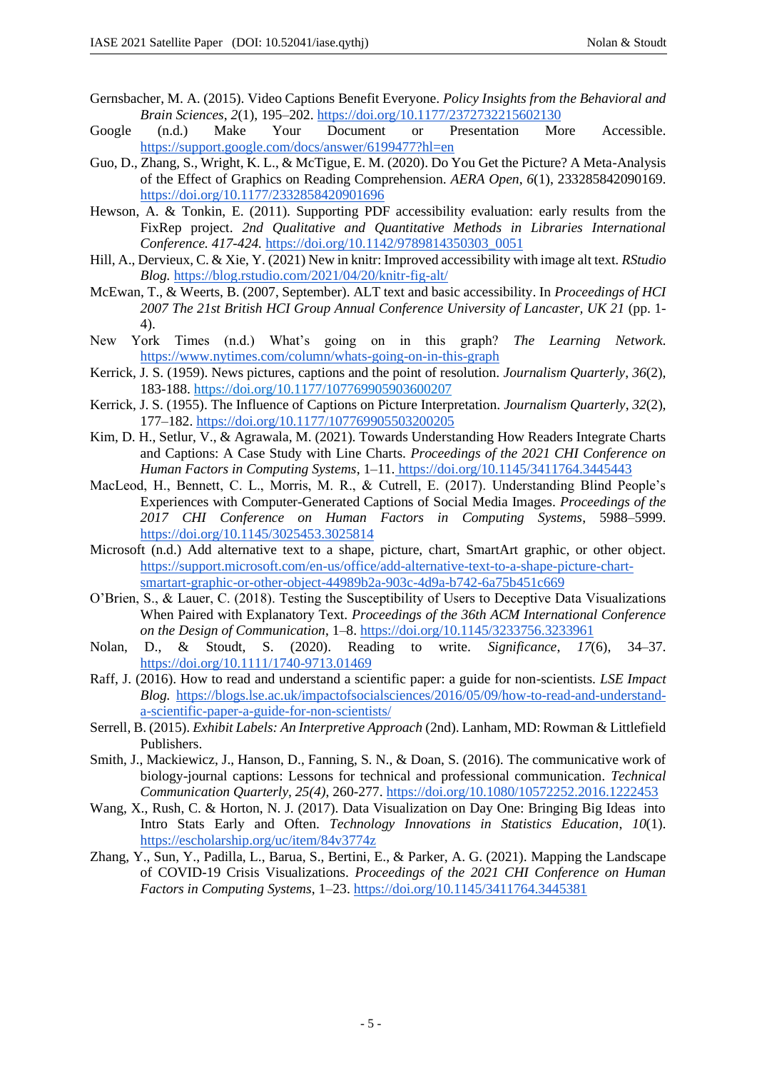Gernsbacher, M. A. (2015). Video Captions Benefit Everyone. *Policy Insights from the Behavioral and Brain Sciences*, *2*(1), 195–202. https://doi.org/10.1177/2372732215602130

Google (n.d.) Make Your Document or Presentation More Accessible. https://support.google.com/docs/answer/6199477?hl=en

Guo, D., Zhang, S., Wright, K. L., & McTigue, E. M. (2020). Do You Get the Picture? A Meta-Analysis of the Effect of Graphics on Reading Comprehension. *AERA Open*, *6*(1), 233285842090169. https://doi.org/10.1177/2332858420901696

Hewson, A. & Tonkin, E. (2011). Supporting PDF accessibility evaluation: early results from the FixRep project. *2nd Qualitative and Quantitative Methods in Libraries International Conference. 417-424.* https://doi.org/10.1142/9789814350303_0051

Hill, A., Dervieux, C. & Xie, Y. (2021) New in knitr: Improved accessibility with image alt text. *RStudio Blog.* https://blog.rstudio.com/2021/04/20/knitr-fig-alt/

McEwan, T., & Weerts, B. (2007, September). ALT text and basic accessibility. In *Proceedings of HCI 2007 The 21st British HCI Group Annual Conference University of Lancaster, UK 21* (pp. 1-4).

New York Times (n.d.) What's going on in this graph? *The Learning Network.* https://www.nytimes.com/column/whats-going-on-in-this-graph

Kerrick, J. S. (1959). News pictures, captions and the point of resolution. *Journalism Quarterly*, *36*(2), 183-188. https://doi.org/10.1177/107769905903600207

Kerrick, J. S. (1955). The Influence of Captions on Picture Interpretation. *Journalism Quarterly*, *32*(2), 177–182. https://doi.org/10.1177/107769905503200205

Kim, D. H., Setlur, V., & Agrawala, M. (2021). Towards Understanding How Readers Integrate Charts and Captions: A Case Study with Line Charts. *Proceedings of the 2021 CHI Conference on Human Factors in Computing Systems*, 1–11. https://doi.org/10.1145/3411764.3445443

MacLeod, H., Bennett, C. L., Morris, M. R., & Cutrell, E. (2017). Understanding Blind People's Experiences with Computer-Generated Captions of Social Media Images. *Proceedings of the 2017 CHI Conference on Human Factors in Computing Systems*, 5988–5999. https://doi.org/10.1145/3025453.3025814

Microsoft (n.d.) Add alternative text to a shape, picture, chart, SmartArt graphic, or other object. https://support.microsoft.com/en-us/office/add-alternative-text-to-a-shape-picture-chart-smartart-graphic-or-other-object-44989b2a-903c-4d9a-b742-6a75b451c669

O'Brien, S., & Lauer, C. (2018). Testing the Susceptibility of Users to Deceptive Data Visualizations When Paired with Explanatory Text. *Proceedings of the 36th ACM International Conference on the Design of Communication*, 1–8. https://doi.org/10.1145/3233756.3233961

Nolan, D., & Stoudt, S. (2020). Reading to write. *Significance*, *17*(6), 34–37. https://doi.org/10.1111/1740-9713.01469

Raff, J. (2016). How to read and understand a scientific paper: a guide for non-scientists. *LSE Impact Blog.* https://blogs.lse.ac.uk/impactofsocialsciences/2016/05/09/how-to-read-and-understand-a-scientific-paper-a-guide-for-non-scientists/

Serrell, B. (2015). *Exhibit Labels: An Interpretive Approach* (2nd). Lanham, MD: Rowman & Littlefield Publishers.

Smith, J., Mackiewicz, J., Hanson, D., Fanning, S. N., & Doan, S. (2016). The communicative work of biology-journal captions: Lessons for technical and professional communication. *Technical Communication Quarterly*, *25(4)*, 260-277. https://doi.org/10.1080/10572252.2016.1222453

Wang, X., Rush, C. & Horton, N. J. (2017). Data Visualization on Day One: Bringing Big Ideas into Intro Stats Early and Often. *Technology Innovations in Statistics Education*, *10*(1). https://escholarship.org/uc/item/84v3774z

Zhang, Y., Sun, Y., Padilla, L., Barua, S., Bertini, E., & Parker, A. G. (2021). Mapping the Landscape of COVID-19 Crisis Visualizations. *Proceedings of the 2021 CHI Conference on Human Factors in Computing Systems*, 1–23. https://doi.org/10.1145/3411764.3445381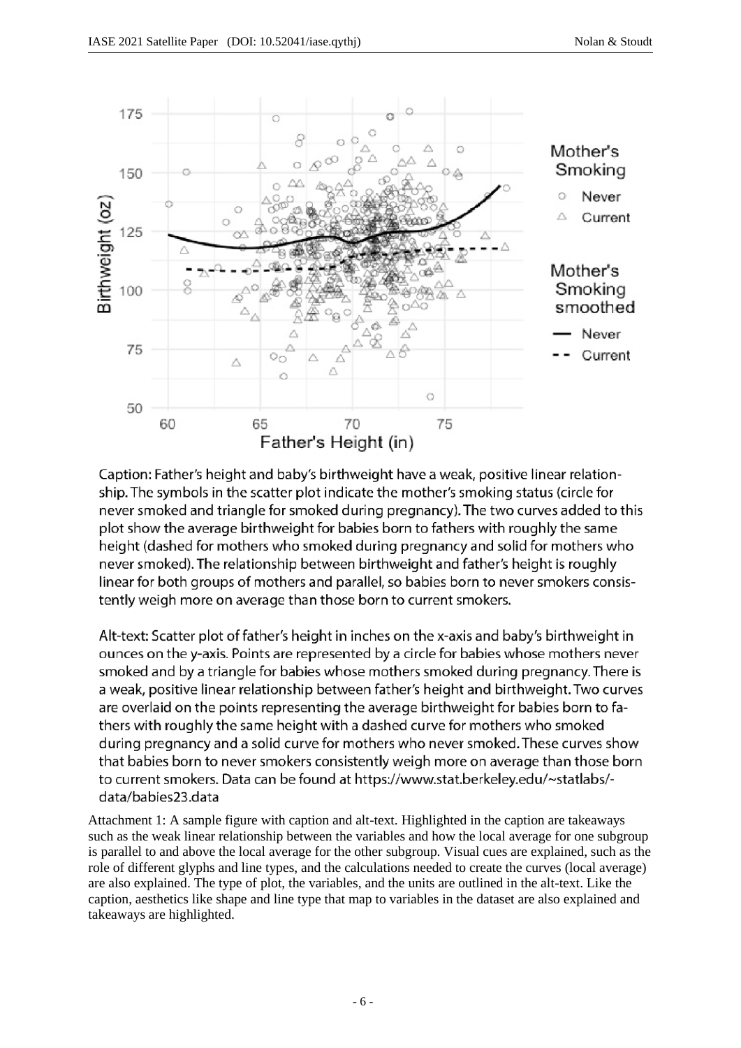175

150

125

100

75

50

Birthweight (oz)

60 65 70 75

Father's Height (in)

Mother's Smoking

Never

Current

Mother's Smoking smoothed

Never

Current

Caption: Father's height and baby's birthweight have a weak, positive linear relationship. The symbols in the scatter plot indicate the mother's smoking status (circle for never smoked and triangle for smoked during pregnancy). The two curves added to this plot show the average birthweight for babies born to fathers with roughly the same height (dashed for mothers who smoked during pregnancy and solid for mothers who never smoked). The relationship between birthweight and father's height is roughly linear for both groups of mothers and parallel, so babies born to never smokers consistently weigh more on average than those born to current smokers.

Alt-text: Scatter plot of father's height in inches on the x-axis and baby's birthweight in ounces on the y-axis. Points are represented by a circle for babies whose mothers never smoked and by a triangle for babies whose mothers smoked during pregnancy. There is a weak, positive linear relationship between father's height and birthweight. Two curves are overlaid on the points representing the average birthweight for babies born to fathers with roughly the same height with a dashed curve for mothers who smoked during pregnancy and a solid curve for mothers who never smoked. These curves show that babies born to never smokers consistently weigh more on average than those born to current smokers. Data can be found at https://www.stat.berkeley.edu/~statlabs/-data/babies23.data

Attachment 1: A sample figure with caption and alt-text. Highlighted in the caption are takeaways such as the weak linear relationship between the variables and how the local average for one subgroup is parallel to and above the local average for the other subgroup. Visual cues are explained, such as the role of different glyphs and line types, and the calculations needed to create the curves (local average) are also explained. The type of plot, the variables, and the units are outlined in the alt-text. Like the caption, aesthetics like shape and line type that map to variables in the dataset are also explained and takeaways are highlighted.